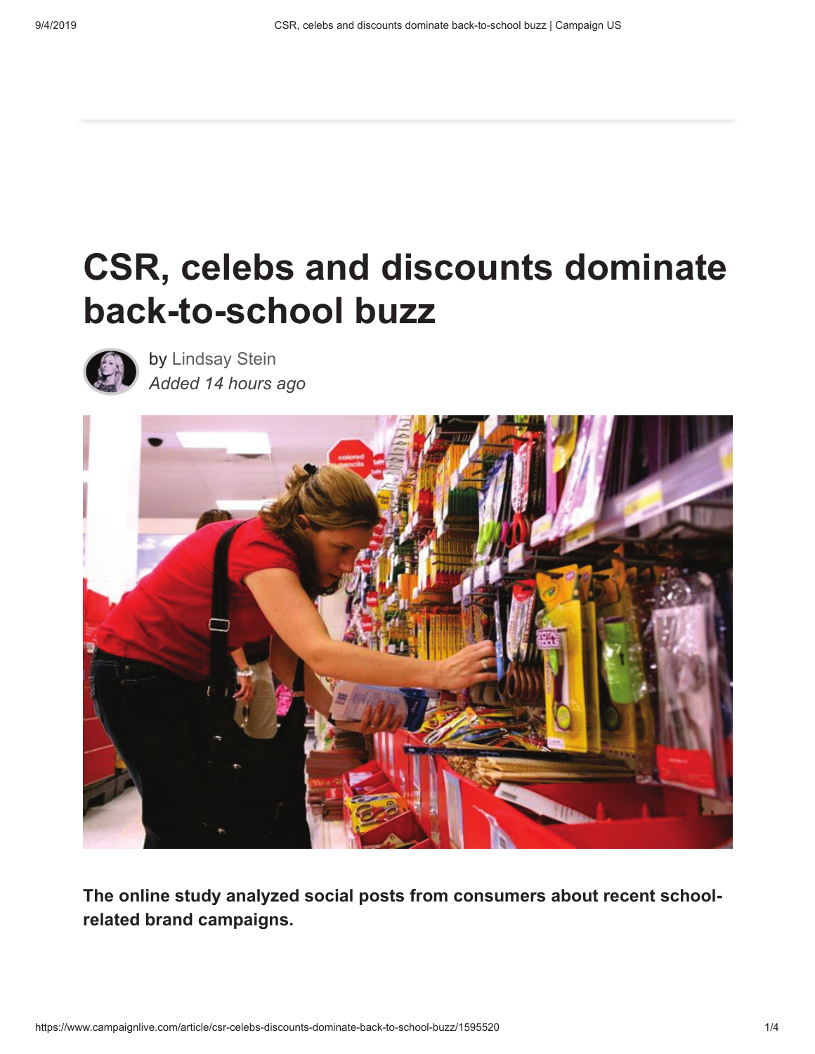# CSR, celebs and discounts dominate back-to-school buzz

by Lindsay Stein
*Added 14 hours ago*

**The online study analyzed social posts from consumers about recent school-related brand campaigns.**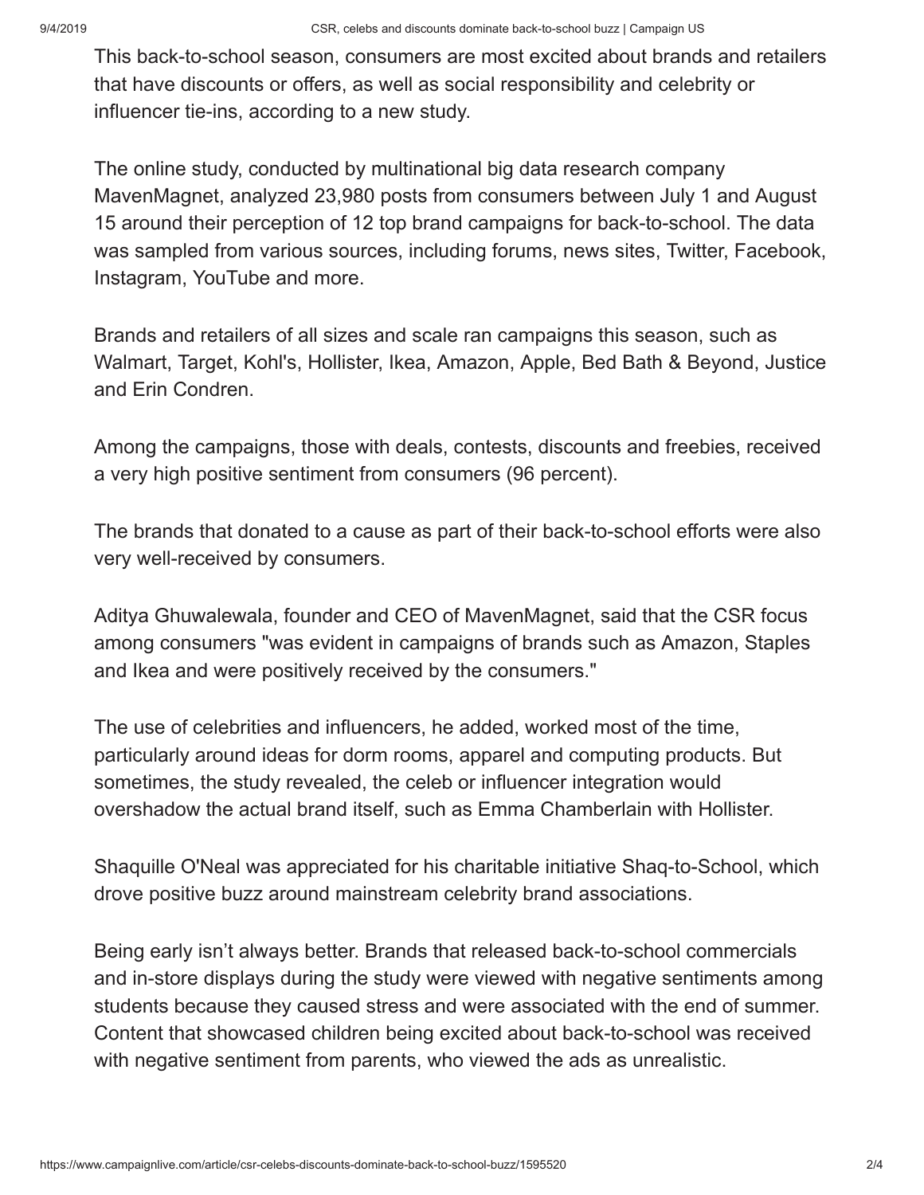This back-to-school season, consumers are most excited about brands and retailers that have discounts or offers, as well as social responsibility and celebrity or influencer tie-ins, according to a new study.

The online study, conducted by multinational big data research company MavenMagnet, analyzed 23,980 posts from consumers between July 1 and August 15 around their perception of 12 top brand campaigns for back-to-school. The data was sampled from various sources, including forums, news sites, Twitter, Facebook, Instagram, YouTube and more.

Brands and retailers of all sizes and scale ran campaigns this season, such as Walmart, Target, Kohl's, Hollister, Ikea, Amazon, Apple, Bed Bath & Beyond, Justice and Erin Condren.

Among the campaigns, those with deals, contests, discounts and freebies, received a very high positive sentiment from consumers (96 percent).

The brands that donated to a cause as part of their back-to-school efforts were also very well-received by consumers.

Aditya Ghuwalewala, founder and CEO of MavenMagnet, said that the CSR focus among consumers "was evident in campaigns of brands such as Amazon, Staples and Ikea and were positively received by the consumers."

The use of celebrities and influencers, he added, worked most of the time, particularly around ideas for dorm rooms, apparel and computing products. But sometimes, the study revealed, the celeb or influencer integration would overshadow the actual brand itself, such as Emma Chamberlain with Hollister.

Shaquille O'Neal was appreciated for his charitable initiative Shaq-to-School, which drove positive buzz around mainstream celebrity brand associations.

Being early isn't always better. Brands that released back-to-school commercials and in-store displays during the study were viewed with negative sentiments among students because they caused stress and were associated with the end of summer. Content that showcased children being excited about back-to-school was received with negative sentiment from parents, who viewed the ads as unrealistic.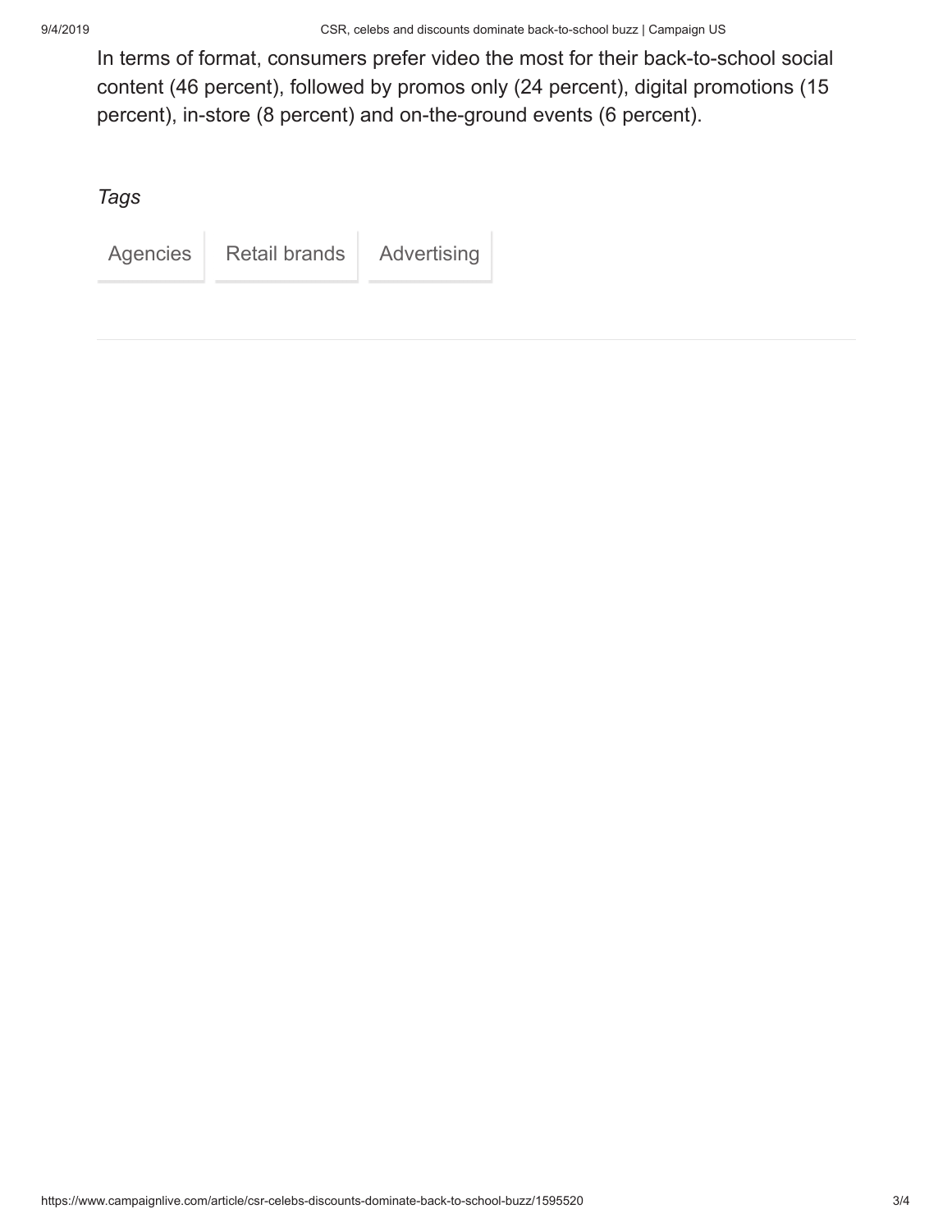In terms of format, consumers prefer video the most for their back-to-school social content (46 percent), followed by promos only (24 percent), digital promotions (15 percent), in-store (8 percent) and on-the-ground events (6 percent).

*Tags*

Agencies

Retail brands

Advertising